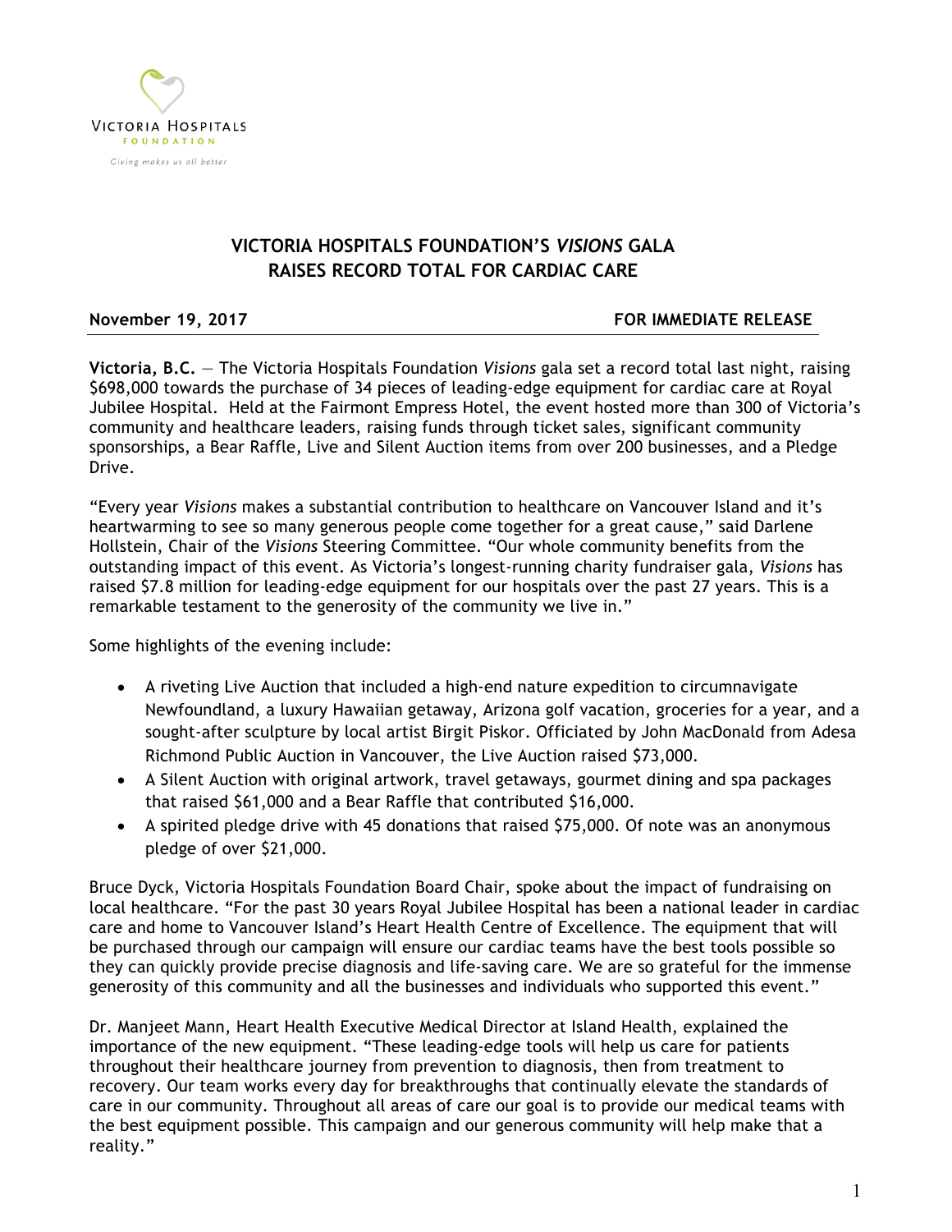Victoria Hospitals Foundation

Giving makes us all better

# VICTORIA HOSPITALS FOUNDATION'S *VISIONS* GALA RAISES RECORD TOTAL FOR CARDIAC CARE

**November 19, 2017** **FOR IMMEDIATE RELEASE**

**Victoria, B.C.** — The Victoria Hospitals Foundation *Visions* gala set a record total last night, raising $698,000 towards the purchase of 34 pieces of leading-edge equipment for cardiac care at Royal Jubilee Hospital. Held at the Fairmont Empress Hotel, the event hosted more than 300 of Victoria's community and healthcare leaders, raising funds through ticket sales, significant community sponsorships, a Bear Raffle, Live and Silent Auction items from over 200 businesses, and a Pledge Drive.

"Every year *Visions* makes a substantial contribution to healthcare on Vancouver Island and it's heartwarming to see so many generous people come together for a great cause," said Darlene Hollstein, Chair of the *Visions* Steering Committee. "Our whole community benefits from the outstanding impact of this event. As Victoria's longest-running charity fundraiser gala, *Visions* has raised $7.8 million for leading-edge equipment for our hospitals over the past 27 years. This is a remarkable testament to the generosity of the community we live in."

Some highlights of the evening include:

- A riveting Live Auction that included a high-end nature expedition to circumnavigate Newfoundland, a luxury Hawaiian getaway, Arizona golf vacation, groceries for a year, and a sought-after sculpture by local artist Birgit Piskor. Officiated by John MacDonald from Adesa Richmond Public Auction in Vancouver, the Live Auction raised $73,000.
- A Silent Auction with original artwork, travel getaways, gourmet dining and spa packages that raised $61,000 and a Bear Raffle that contributed $16,000.
- A spirited pledge drive with 45 donations that raised $75,000. Of note was an anonymous pledge of over $21,000.

Bruce Dyck, Victoria Hospitals Foundation Board Chair, spoke about the impact of fundraising on local healthcare. "For the past 30 years Royal Jubilee Hospital has been a national leader in cardiac care and home to Vancouver Island's Heart Health Centre of Excellence. The equipment that will be purchased through our campaign will ensure our cardiac teams have the best tools possible so they can quickly provide precise diagnosis and life-saving care. We are so grateful for the immense generosity of this community and all the businesses and individuals who supported this event."

Dr. Manjeet Mann, Heart Health Executive Medical Director at Island Health, explained the importance of the new equipment. "These leading-edge tools will help us care for patients throughout their healthcare journey from prevention to diagnosis, then from treatment to recovery. Our team works every day for breakthroughs that continually elevate the standards of care in our community. Throughout all areas of care our goal is to provide our medical teams with the best equipment possible. This campaign and our generous community will help make that a reality."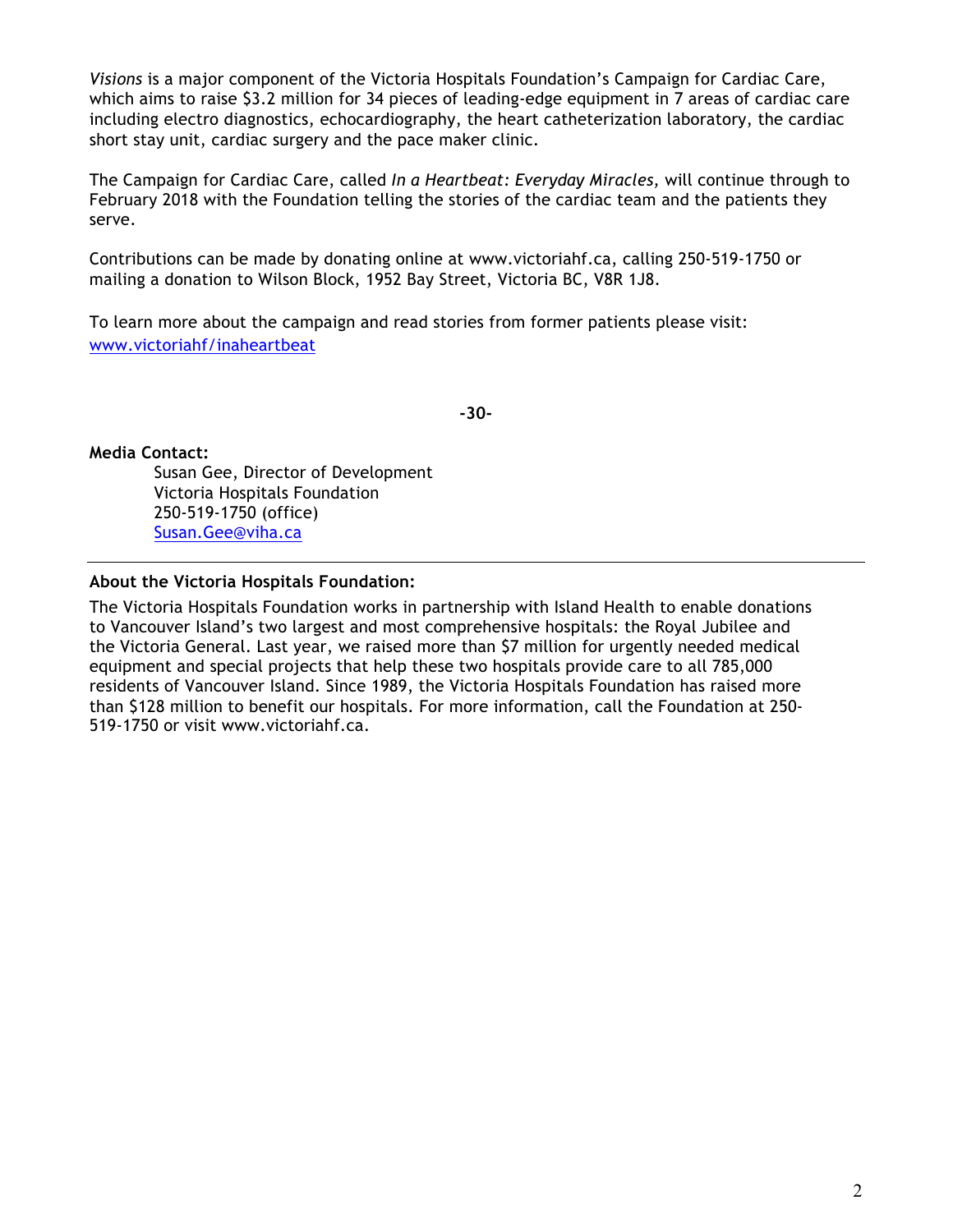*Visions* is a major component of the Victoria Hospitals Foundation's Campaign for Cardiac Care, which aims to raise $3.2 million for 34 pieces of leading-edge equipment in 7 areas of cardiac care including electro diagnostics, echocardiography, the heart catheterization laboratory, the cardiac short stay unit, cardiac surgery and the pace maker clinic.

The Campaign for Cardiac Care, called *In a Heartbeat: Everyday Miracles,* will continue through to February 2018 with the Foundation telling the stories of the cardiac team and the patients they serve.

Contributions can be made by donating online at www.victoriahf.ca, calling 250-519-1750 or mailing a donation to Wilson Block, 1952 Bay Street, Victoria BC, V8R 1J8.

To learn more about the campaign and read stories from former patients please visit: [www.victoriahf/inaheartbeat](www.victoriahf/inaheartbeat)

**-30-**

**Media Contact:**

Susan Gee, Director of Development
Victoria Hospitals Foundation
250-519-1750 (office)
[Susan.Gee@viha.ca](mailto:Susan.Gee@viha.ca)

---

**About the Victoria Hospitals Foundation:**

The Victoria Hospitals Foundation works in partnership with Island Health to enable donations to Vancouver Island's two largest and most comprehensive hospitals: the Royal Jubilee and the Victoria General. Last year, we raised more than $7 million for urgently needed medical equipment and special projects that help these two hospitals provide care to all 785,000 residents of Vancouver Island. Since 1989, the Victoria Hospitals Foundation has raised more than $128 million to benefit our hospitals. For more information, call the Foundation at 250-519-1750 or visit www.victoriahf.ca.